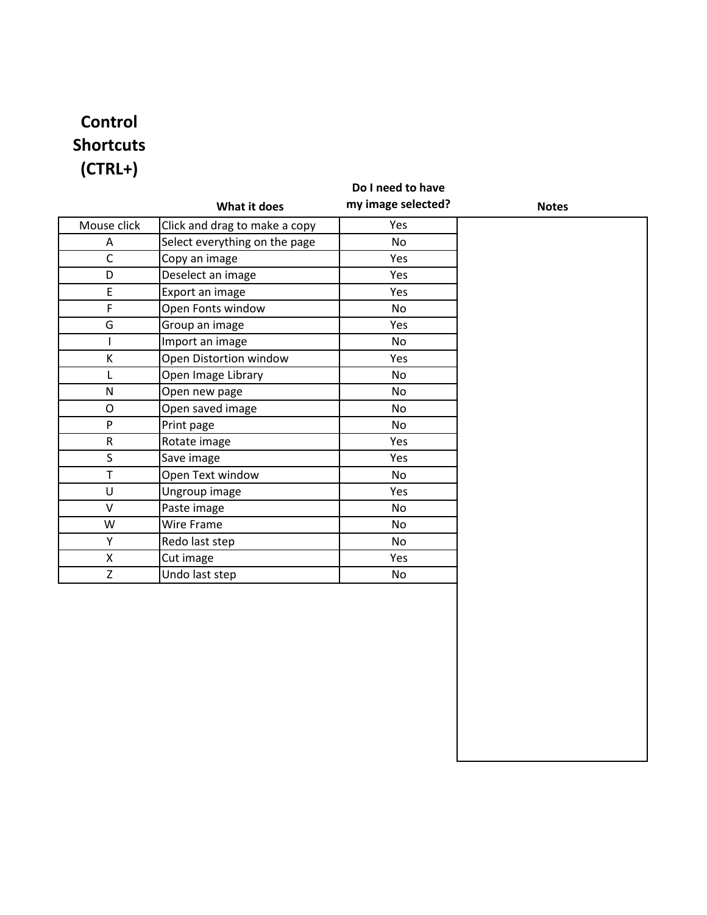# Control Shortcuts (CTRL+)

| | What it does | Do I need to have my image selected? | Notes |
|---|---|---|---|
| Mouse click | Click and drag to make a copy | Yes | |
| A | Select everything on the page | No | |
| C | Copy an image | Yes | |
| D | Deselect an image | Yes | |
| E | Export an image | Yes | |
| F | Open Fonts window | No | |
| G | Group an image | Yes | |
| I | Import an image | No | |
| K | Open Distortion window | Yes | |
| L | Open Image Library | No | |
| N | Open new page | No | |
| O | Open saved image | No | |
| P | Print page | No | |
| R | Rotate image | Yes | |
| S | Save image | Yes | |
| T | Open Text window | No | |
| U | Ungroup image | Yes | |
| V | Paste image | No | |
| W | Wire Frame | No | |
| Y | Redo last step | No | |
| X | Cut image | Yes | |
| Z | Undo last step | No | |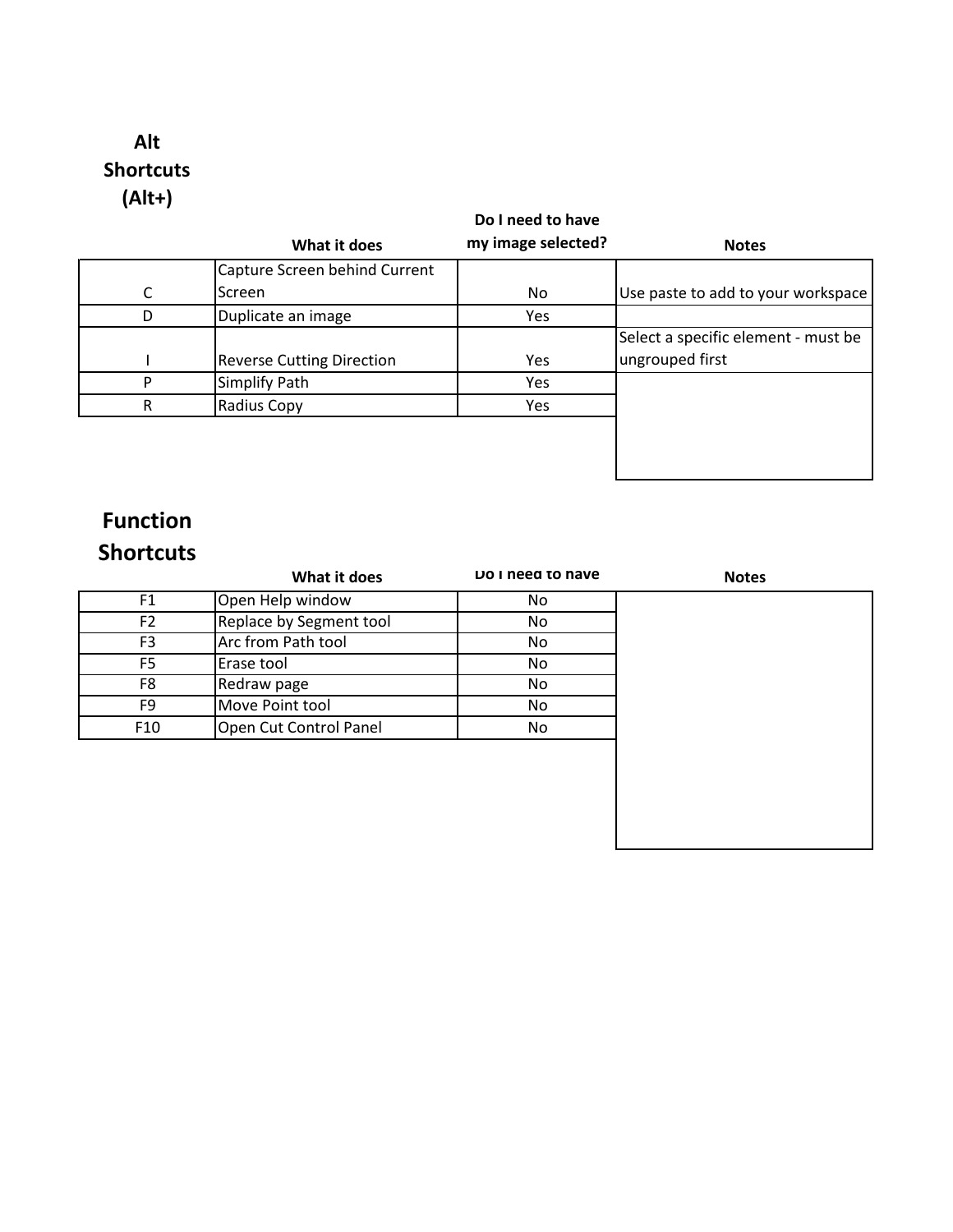## Alt Shortcuts (Alt+)

| | What it does | Do I need to have my image selected? | Notes |
|---|---|---|---|
| C | Capture Screen behind Current Screen | No | Use paste to add to your workspace |
| D | Duplicate an image | Yes | |
| I | Reverse Cutting Direction | Yes | Select a specific element - must be ungrouped first |
| P | Simplify Path | Yes | |
| R | Radius Copy | Yes | |

## Function Shortcuts

| | What it does | Do I need to have | Notes |
|---|---|---|---|
| F1 | Open Help window | No | |
| F2 | Replace by Segment tool | No | |
| F3 | Arc from Path tool | No | |
| F5 | Erase tool | No | |
| F8 | Redraw page | No | |
| F9 | Move Point tool | No | |
| F10 | Open Cut Control Panel | No | |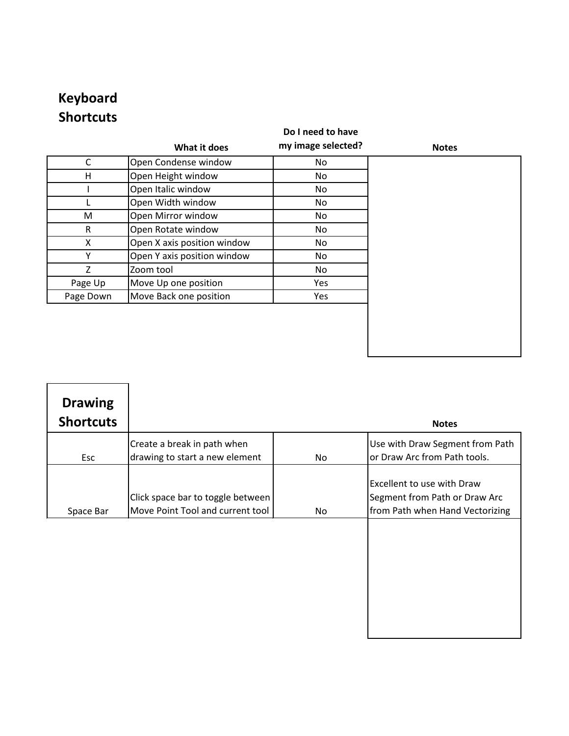## Keyboard Shortcuts

| | What it does | Do I need to have my image selected? | Notes |
|---|---|---|---|
| C | Open Condense window | No | |
| H | Open Height window | No | |
| I | Open Italic window | No | |
| L | Open Width window | No | |
| M | Open Mirror window | No | |
| R | Open Rotate window | No | |
| X | Open X axis position window | No | |
| Y | Open Y axis position window | No | |
| Z | Zoom tool | No | |
| Page Up | Move Up one position | Yes | |
| Page Down | Move Back one position | Yes | |

## Drawing Shortcuts

| | | | Notes |
|---|---|---|---|
| Esc | Create a break in path when drawing to start a new element | No | Use with Draw Segment from Path or Draw Arc from Path tools. |
| Space Bar | Click space bar to toggle between Move Point Tool and current tool | No | Excellent to use with Draw Segment from Path or Draw Arc from Path when Hand Vectorizing |